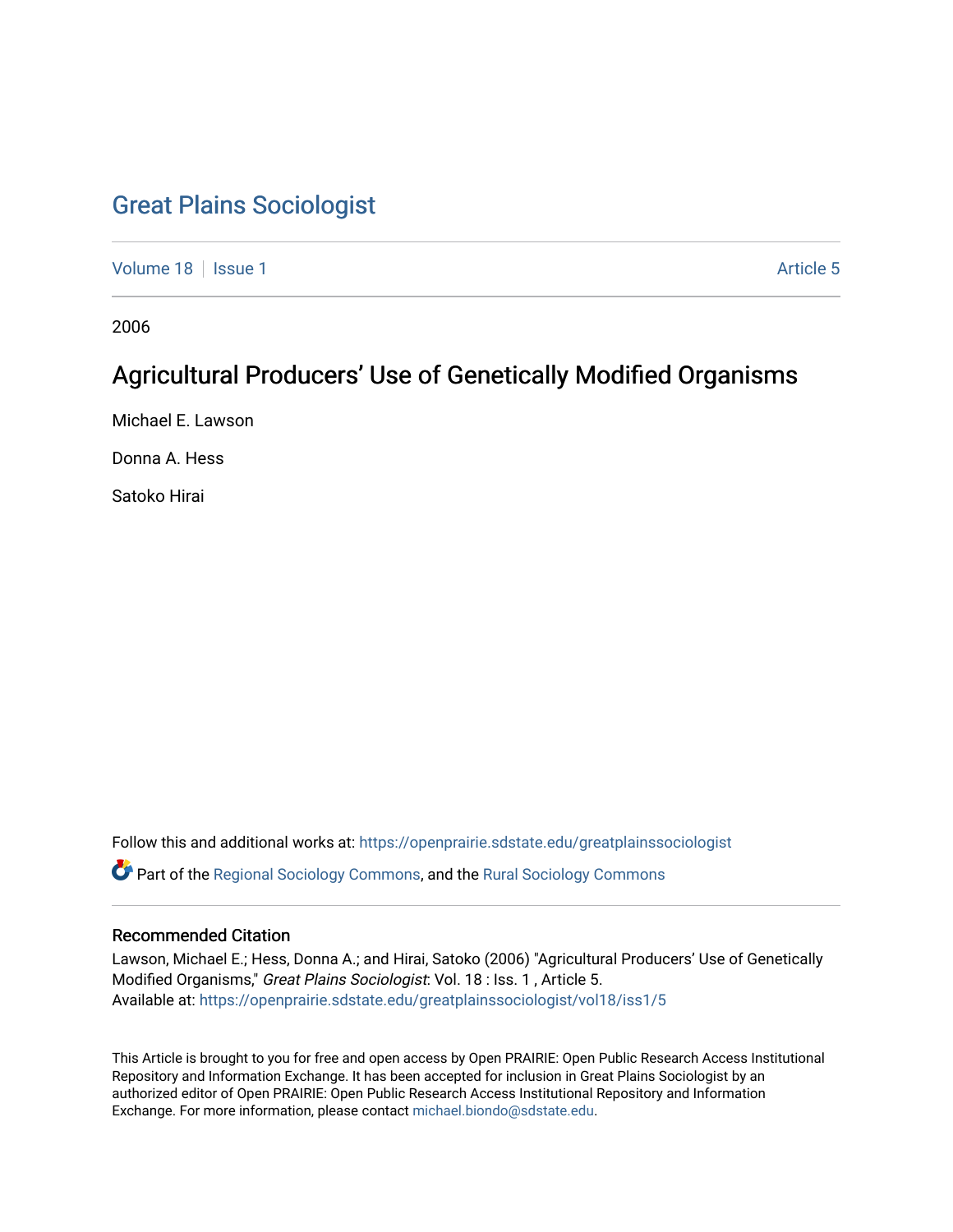# Great Plains Sociologist

Volume 18 | Issue 1 | Article 5

2006

## Agricultural Producers' Use of Genetically Modified Organisms

Michael E. Lawson

Donna A. Hess

Satoko Hirai

Follow this and additional works at: https://openprairie.sdstate.edu/greatplainssociologist

Part of the Regional Sociology Commons, and the Rural Sociology Commons

### Recommended Citation

Lawson, Michael E.; Hess, Donna A.; and Hirai, Satoko (2006) "Agricultural Producers' Use of Genetically Modified Organisms," *Great Plains Sociologist*: Vol. 18 : Iss. 1 , Article 5.
Available at: https://openprairie.sdstate.edu/greatplainssociologist/vol18/iss1/5

This Article is brought to you for free and open access by Open PRAIRIE: Open Public Research Access Institutional Repository and Information Exchange. It has been accepted for inclusion in Great Plains Sociologist by an authorized editor of Open PRAIRIE: Open Public Research Access Institutional Repository and Information Exchange. For more information, please contact michael.biondo@sdstate.edu.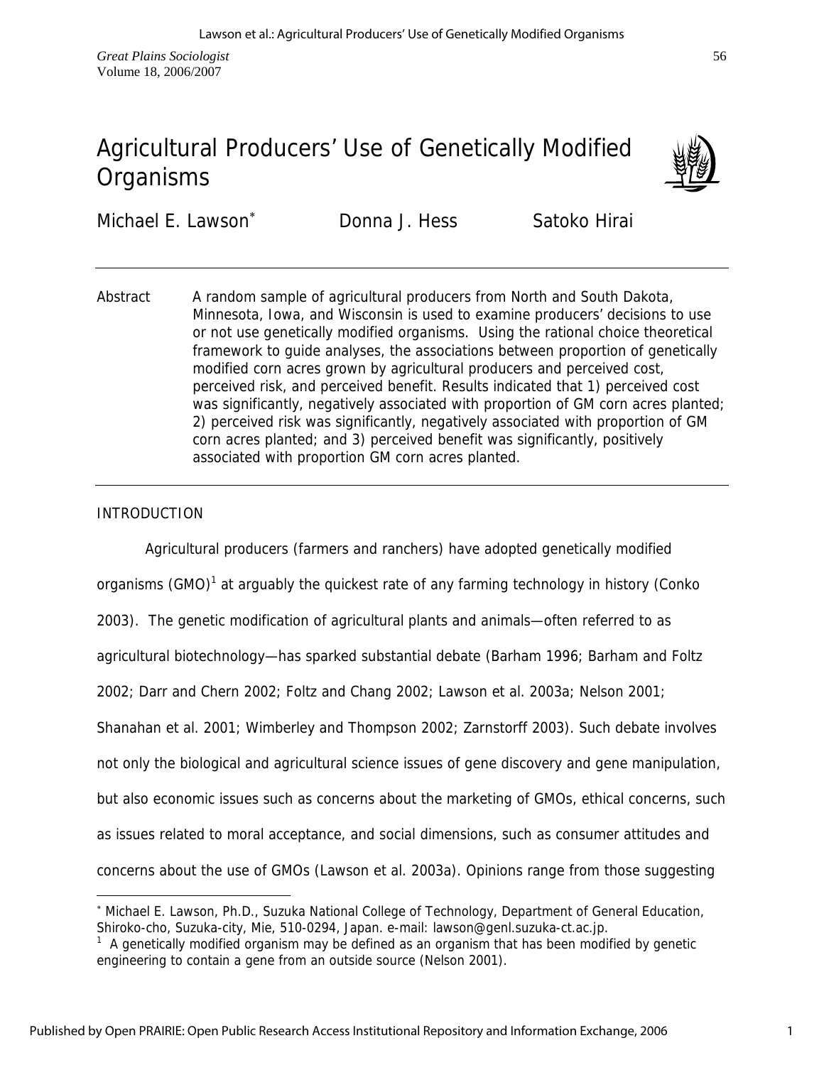# Agricultural Producers' Use of Genetically Modified Organisms

Michael E. Lawson[*] Donna J. Hess Satoko Hirai

Abstract A random sample of agricultural producers from North and South Dakota, Minnesota, Iowa, and Wisconsin is used to examine producers' decisions to use or not use genetically modified organisms. Using the rational choice theoretical framework to guide analyses, the associations between proportion of genetically modified corn acres grown by agricultural producers and perceived cost, perceived risk, and perceived benefit. Results indicated that 1) perceived cost was significantly, negatively associated with proportion of GM corn acres planted; 2) perceived risk was significantly, negatively associated with proportion of GM corn acres planted; and 3) perceived benefit was significantly, positively associated with proportion GM corn acres planted.

## INTRODUCTION

Agricultural producers (farmers and ranchers) have adopted genetically modified organisms (GMO)[1] at arguably the quickest rate of any farming technology in history (Conko 2003). The genetic modification of agricultural plants and animals—often referred to as agricultural biotechnology—has sparked substantial debate (Barham 1996; Barham and Foltz 2002; Darr and Chern 2002; Foltz and Chang 2002; Lawson et al. 2003a; Nelson 2001; Shanahan et al. 2001; Wimberley and Thompson 2002; Zarnstorff 2003). Such debate involves not only the biological and agricultural science issues of gene discovery and gene manipulation, but also economic issues such as concerns about the marketing of GMOs, ethical concerns, such as issues related to moral acceptance, and social dimensions, such as consumer attitudes and concerns about the use of GMOs (Lawson et al. 2003a). Opinions range from those suggesting

---

[*] Michael E. Lawson, Ph.D., Suzuka National College of Technology, Department of General Education, Shiroko-cho, Suzuka-city, Mie, 510-0294, Japan. e-mail: lawson@genl.suzuka-ct.ac.jp.

[1] A genetically modified organism may be defined as an organism that has been modified by genetic engineering to contain a gene from an outside source (Nelson 2001).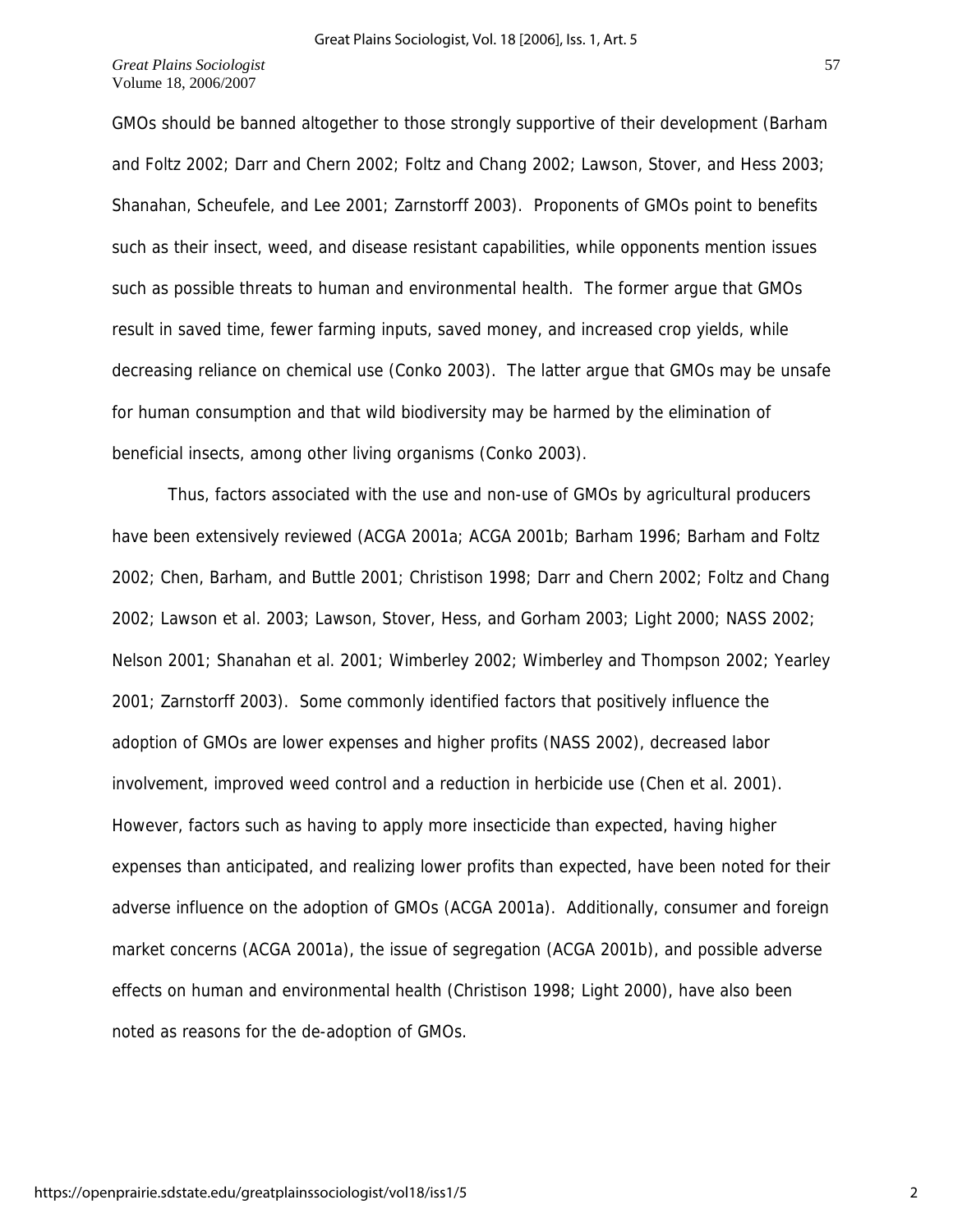GMOs should be banned altogether to those strongly supportive of their development (Barham and Foltz 2002; Darr and Chern 2002; Foltz and Chang 2002; Lawson, Stover, and Hess 2003; Shanahan, Scheufele, and Lee 2001; Zarnstorff 2003). Proponents of GMOs point to benefits such as their insect, weed, and disease resistant capabilities, while opponents mention issues such as possible threats to human and environmental health. The former argue that GMOs result in saved time, fewer farming inputs, saved money, and increased crop yields, while decreasing reliance on chemical use (Conko 2003). The latter argue that GMOs may be unsafe for human consumption and that wild biodiversity may be harmed by the elimination of beneficial insects, among other living organisms (Conko 2003).

Thus, factors associated with the use and non-use of GMOs by agricultural producers have been extensively reviewed (ACGA 2001a; ACGA 2001b; Barham 1996; Barham and Foltz 2002; Chen, Barham, and Buttle 2001; Christison 1998; Darr and Chern 2002; Foltz and Chang 2002; Lawson et al. 2003; Lawson, Stover, Hess, and Gorham 2003; Light 2000; NASS 2002; Nelson 2001; Shanahan et al. 2001; Wimberley 2002; Wimberley and Thompson 2002; Yearley 2001; Zarnstorff 2003). Some commonly identified factors that positively influence the adoption of GMOs are lower expenses and higher profits (NASS 2002), decreased labor involvement, improved weed control and a reduction in herbicide use (Chen et al. 2001). However, factors such as having to apply more insecticide than expected, having higher expenses than anticipated, and realizing lower profits than expected, have been noted for their adverse influence on the adoption of GMOs (ACGA 2001a). Additionally, consumer and foreign market concerns (ACGA 2001a), the issue of segregation (ACGA 2001b), and possible adverse effects on human and environmental health (Christison 1998; Light 2000), have also been noted as reasons for the de-adoption of GMOs.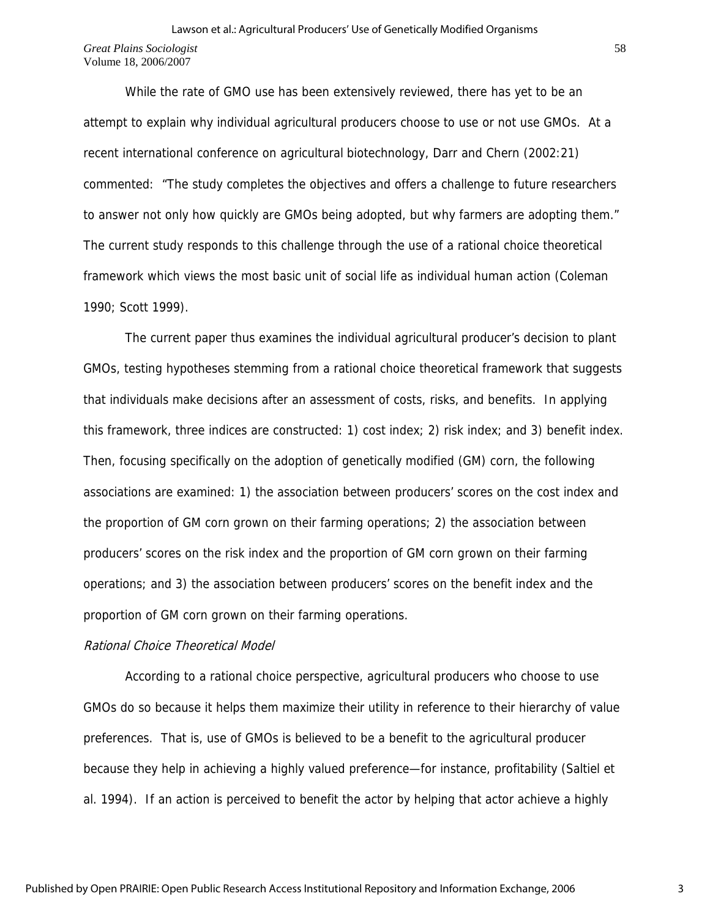While the rate of GMO use has been extensively reviewed, there has yet to be an attempt to explain why individual agricultural producers choose to use or not use GMOs. At a recent international conference on agricultural biotechnology, Darr and Chern (2002:21) commented: "The study completes the objectives and offers a challenge to future researchers to answer not only how quickly are GMOs being adopted, but why farmers are adopting them." The current study responds to this challenge through the use of a rational choice theoretical framework which views the most basic unit of social life as individual human action (Coleman 1990; Scott 1999).

The current paper thus examines the individual agricultural producer's decision to plant GMOs, testing hypotheses stemming from a rational choice theoretical framework that suggests that individuals make decisions after an assessment of costs, risks, and benefits. In applying this framework, three indices are constructed: 1) cost index; 2) risk index; and 3) benefit index. Then, focusing specifically on the adoption of genetically modified (GM) corn, the following associations are examined: 1) the association between producers' scores on the cost index and the proportion of GM corn grown on their farming operations; 2) the association between producers' scores on the risk index and the proportion of GM corn grown on their farming operations; and 3) the association between producers' scores on the benefit index and the proportion of GM corn grown on their farming operations.

### *Rational Choice Theoretical Model*

According to a rational choice perspective, agricultural producers who choose to use GMOs do so because it helps them maximize their utility in reference to their hierarchy of value preferences. That is, use of GMOs is believed to be a benefit to the agricultural producer because they help in achieving a highly valued preference—for instance, profitability (Saltiel et al. 1994). If an action is perceived to benefit the actor by helping that actor achieve a highly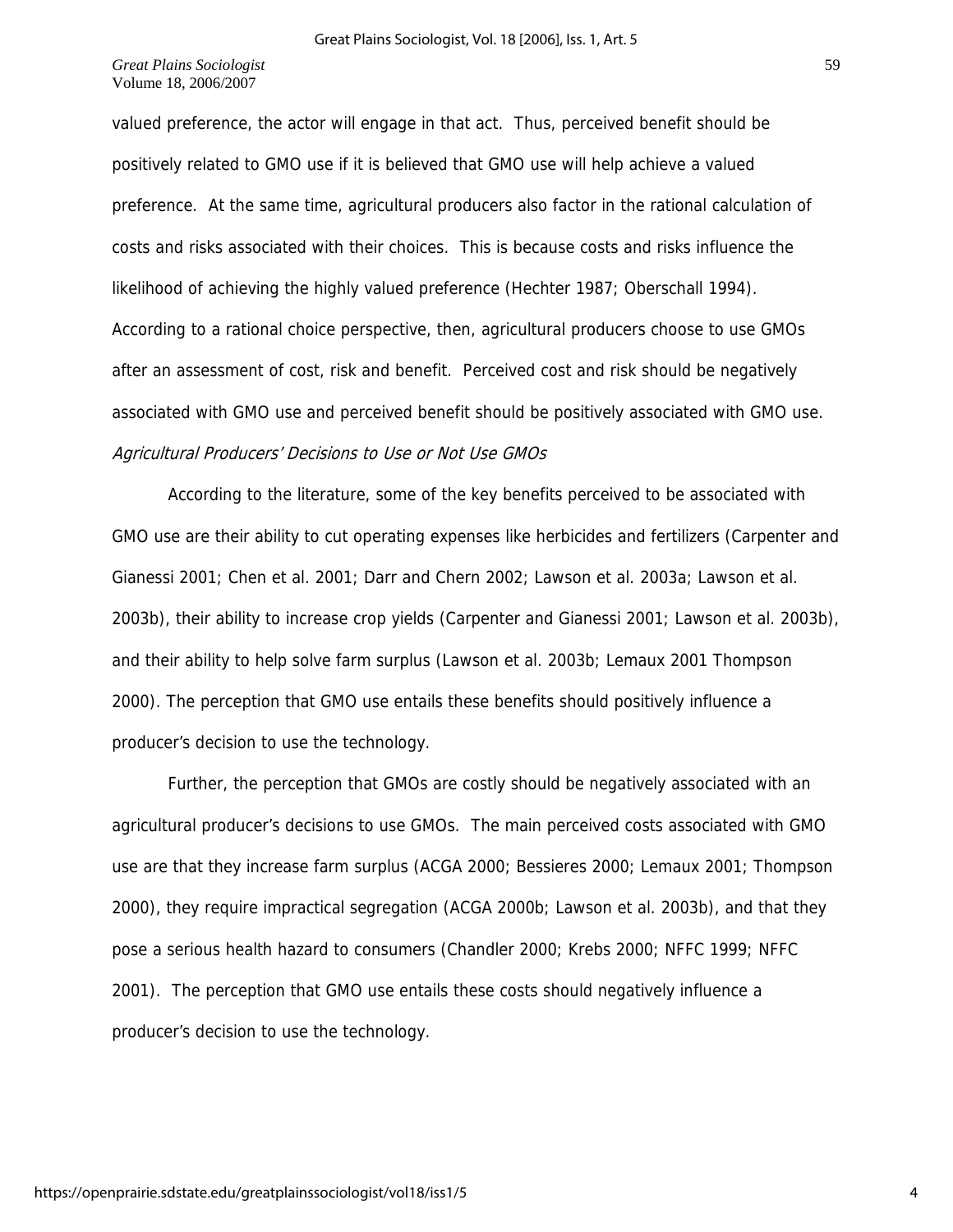valued preference, the actor will engage in that act. Thus, perceived benefit should be positively related to GMO use if it is believed that GMO use will help achieve a valued preference. At the same time, agricultural producers also factor in the rational calculation of costs and risks associated with their choices. This is because costs and risks influence the likelihood of achieving the highly valued preference (Hechter 1987; Oberschall 1994). According to a rational choice perspective, then, agricultural producers choose to use GMOs after an assessment of cost, risk and benefit. Perceived cost and risk should be negatively associated with GMO use and perceived benefit should be positively associated with GMO use.

### *Agricultural Producers' Decisions to Use or Not Use GMOs*

According to the literature, some of the key benefits perceived to be associated with GMO use are their ability to cut operating expenses like herbicides and fertilizers (Carpenter and Gianessi 2001; Chen et al. 2001; Darr and Chern 2002; Lawson et al. 2003a; Lawson et al. 2003b), their ability to increase crop yields (Carpenter and Gianessi 2001; Lawson et al. 2003b), and their ability to help solve farm surplus (Lawson et al. 2003b; Lemaux 2001 Thompson 2000). The perception that GMO use entails these benefits should positively influence a producer's decision to use the technology.

Further, the perception that GMOs are costly should be negatively associated with an agricultural producer's decisions to use GMOs. The main perceived costs associated with GMO use are that they increase farm surplus (ACGA 2000; Bessieres 2000; Lemaux 2001; Thompson 2000), they require impractical segregation (ACGA 2000b; Lawson et al. 2003b), and that they pose a serious health hazard to consumers (Chandler 2000; Krebs 2000; NFFC 1999; NFFC 2001). The perception that GMO use entails these costs should negatively influence a producer's decision to use the technology.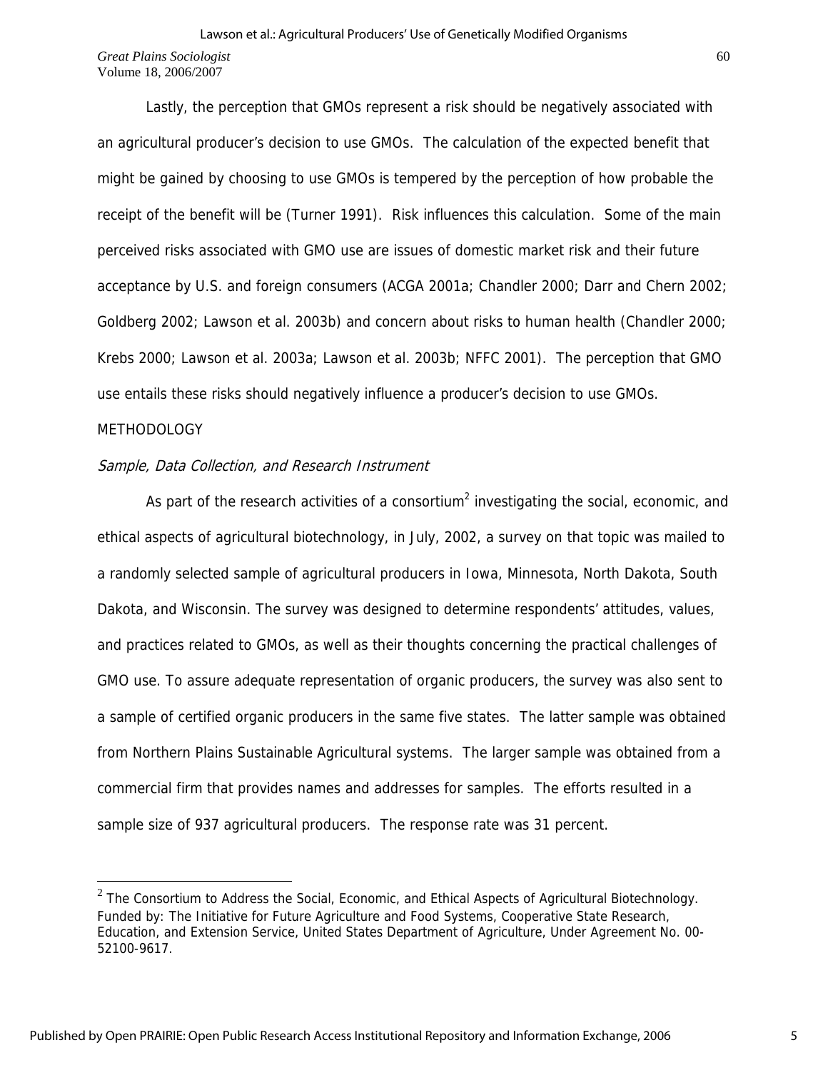Lastly, the perception that GMOs represent a risk should be negatively associated with an agricultural producer's decision to use GMOs. The calculation of the expected benefit that might be gained by choosing to use GMOs is tempered by the perception of how probable the receipt of the benefit will be (Turner 1991). Risk influences this calculation. Some of the main perceived risks associated with GMO use are issues of domestic market risk and their future acceptance by U.S. and foreign consumers (ACGA 2001a; Chandler 2000; Darr and Chern 2002; Goldberg 2002; Lawson et al. 2003b) and concern about risks to human health (Chandler 2000; Krebs 2000; Lawson et al. 2003a; Lawson et al. 2003b; NFFC 2001). The perception that GMO use entails these risks should negatively influence a producer's decision to use GMOs.

## METHODOLOGY

### *Sample, Data Collection, and Research Instrument*

As part of the research activities of a consortium[2] investigating the social, economic, and ethical aspects of agricultural biotechnology, in July, 2002, a survey on that topic was mailed to a randomly selected sample of agricultural producers in Iowa, Minnesota, North Dakota, South Dakota, and Wisconsin. The survey was designed to determine respondents' attitudes, values, and practices related to GMOs, as well as their thoughts concerning the practical challenges of GMO use. To assure adequate representation of organic producers, the survey was also sent to a sample of certified organic producers in the same five states. The latter sample was obtained from Northern Plains Sustainable Agricultural systems. The larger sample was obtained from a commercial firm that provides names and addresses for samples. The efforts resulted in a sample size of 937 agricultural producers. The response rate was 31 percent.

---

[2] The Consortium to Address the Social, Economic, and Ethical Aspects of Agricultural Biotechnology. Funded by: The Initiative for Future Agriculture and Food Systems, Cooperative State Research, Education, and Extension Service, United States Department of Agriculture, Under Agreement No. 00-52100-9617.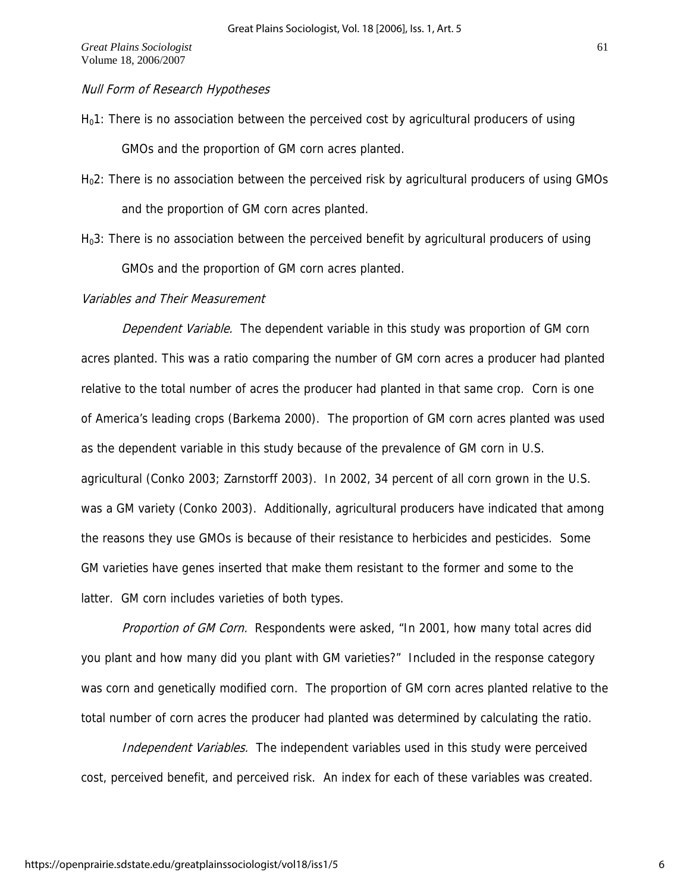*Null Form of Research Hypotheses*

$H_0$1: There is no association between the perceived cost by agricultural producers of using GMOs and the proportion of GM corn acres planted.

$H_0$2: There is no association between the perceived risk by agricultural producers of using GMOs and the proportion of GM corn acres planted.

$H_0$3: There is no association between the perceived benefit by agricultural producers of using GMOs and the proportion of GM corn acres planted.

*Variables and Their Measurement*

*Dependent Variable.* The dependent variable in this study was proportion of GM corn acres planted. This was a ratio comparing the number of GM corn acres a producer had planted relative to the total number of acres the producer had planted in that same crop. Corn is one of America's leading crops (Barkema 2000). The proportion of GM corn acres planted was used as the dependent variable in this study because of the prevalence of GM corn in U.S. agricultural (Conko 2003; Zarnstorff 2003). In 2002, 34 percent of all corn grown in the U.S. was a GM variety (Conko 2003). Additionally, agricultural producers have indicated that among the reasons they use GMOs is because of their resistance to herbicides and pesticides. Some GM varieties have genes inserted that make them resistant to the former and some to the latter. GM corn includes varieties of both types.

*Proportion of GM Corn.* Respondents were asked, "In 2001, how many total acres did you plant and how many did you plant with GM varieties?" Included in the response category was corn and genetically modified corn. The proportion of GM corn acres planted relative to the total number of corn acres the producer had planted was determined by calculating the ratio.

*Independent Variables.* The independent variables used in this study were perceived cost, perceived benefit, and perceived risk. An index for each of these variables was created.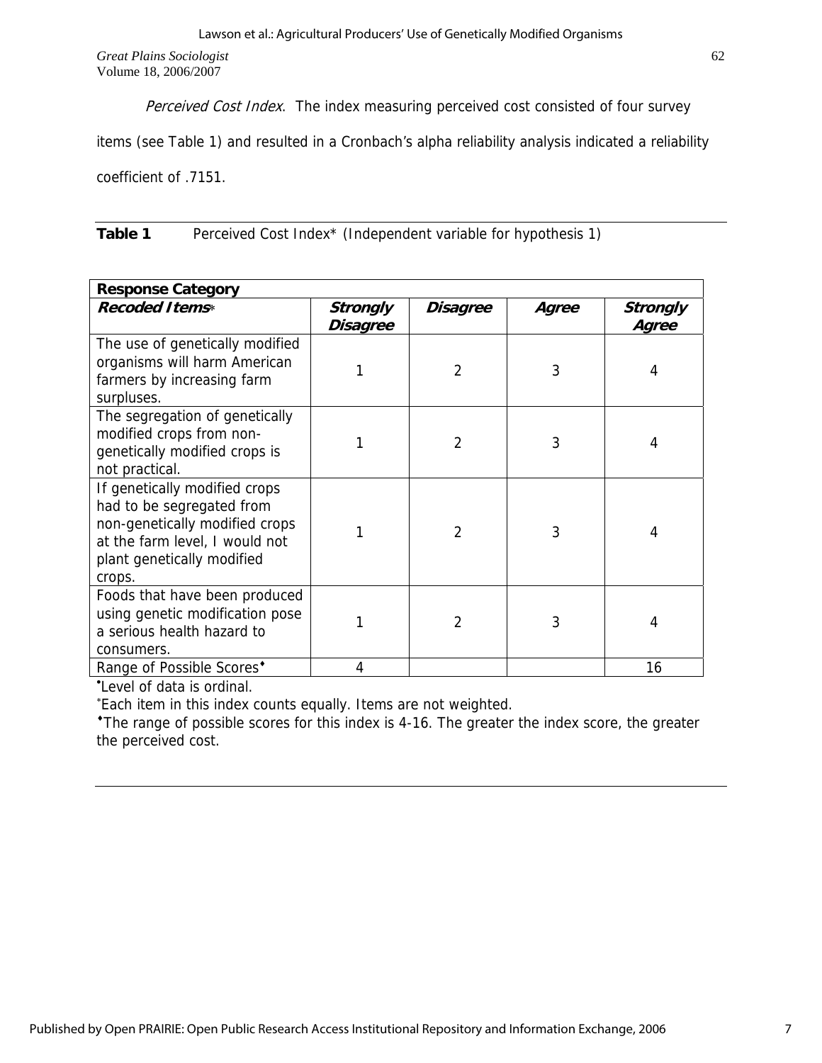*Perceived Cost Index*. The index measuring perceived cost consisted of four survey items (see Table 1) and resulted in a Cronbach's alpha reliability analysis indicated a reliability coefficient of .7151.

**Table 1** Perceived Cost Index* (Independent variable for hypothesis 1)

| **Response Category** | | | | |
|---|---|---|---|---|
| ***Recoded Items**** | ***Strongly Disagree*** | ***Disagree*** | ***Agree*** | ***Strongly Agree*** |
| The use of genetically modified organisms will harm American farmers by increasing farm surpluses. | 1 | 2 | 3 | 4 |
| The segregation of genetically modified crops from non-genetically modified crops is not practical. | 1 | 2 | 3 | 4 |
| If genetically modified crops had to be segregated from non-genetically modified crops at the farm level, I would not plant genetically modified crops. | 1 | 2 | 3 | 4 |
| Foods that have been produced using genetic modification pose a serious health hazard to consumers. | 1 | 2 | 3 | 4 |
| Range of Possible Scores♦ | 4 | | | 16 |

•Level of data is ordinal.

*Each item in this index counts equally. Items are not weighted.

♦The range of possible scores for this index is 4-16. The greater the index score, the greater the perceived cost.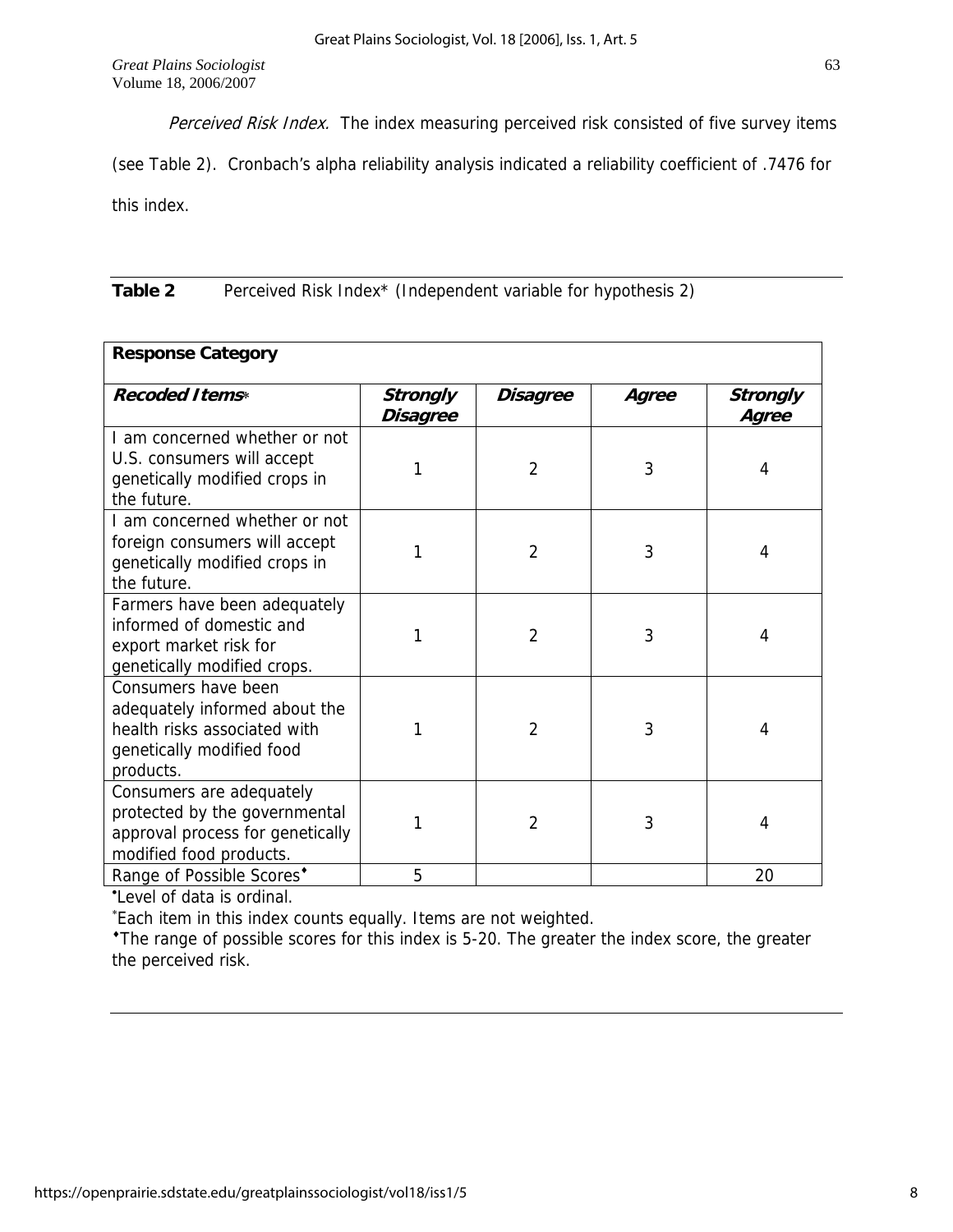*Perceived Risk Index.* The index measuring perceived risk consisted of five survey items (see Table 2). Cronbach's alpha reliability analysis indicated a reliability coefficient of .7476 for this index.

**Table 2** Perceived Risk Index* (Independent variable for hypothesis 2)

| **Response Category** | | | | |
|---|---|---|---|---|
| ***Recoded Items**** | ***Strongly Disagree*** | ***Disagree*** | ***Agree*** | ***Strongly Agree*** |
| I am concerned whether or not U.S. consumers will accept genetically modified crops in the future. | 1 | 2 | 3 | 4 |
| I am concerned whether or not foreign consumers will accept genetically modified crops in the future. | 1 | 2 | 3 | 4 |
| Farmers have been adequately informed of domestic and export market risk for genetically modified crops. | 1 | 2 | 3 | 4 |
| Consumers have been adequately informed about the health risks associated with genetically modified food products. | 1 | 2 | 3 | 4 |
| Consumers are adequately protected by the governmental approval process for genetically modified food products. | 1 | 2 | 3 | 4 |
| Range of Possible Scores♦ | 5 | | | 20 |

•Level of data is ordinal.

*Each item in this index counts equally. Items are not weighted.

♦The range of possible scores for this index is 5-20. The greater the index score, the greater the perceived risk.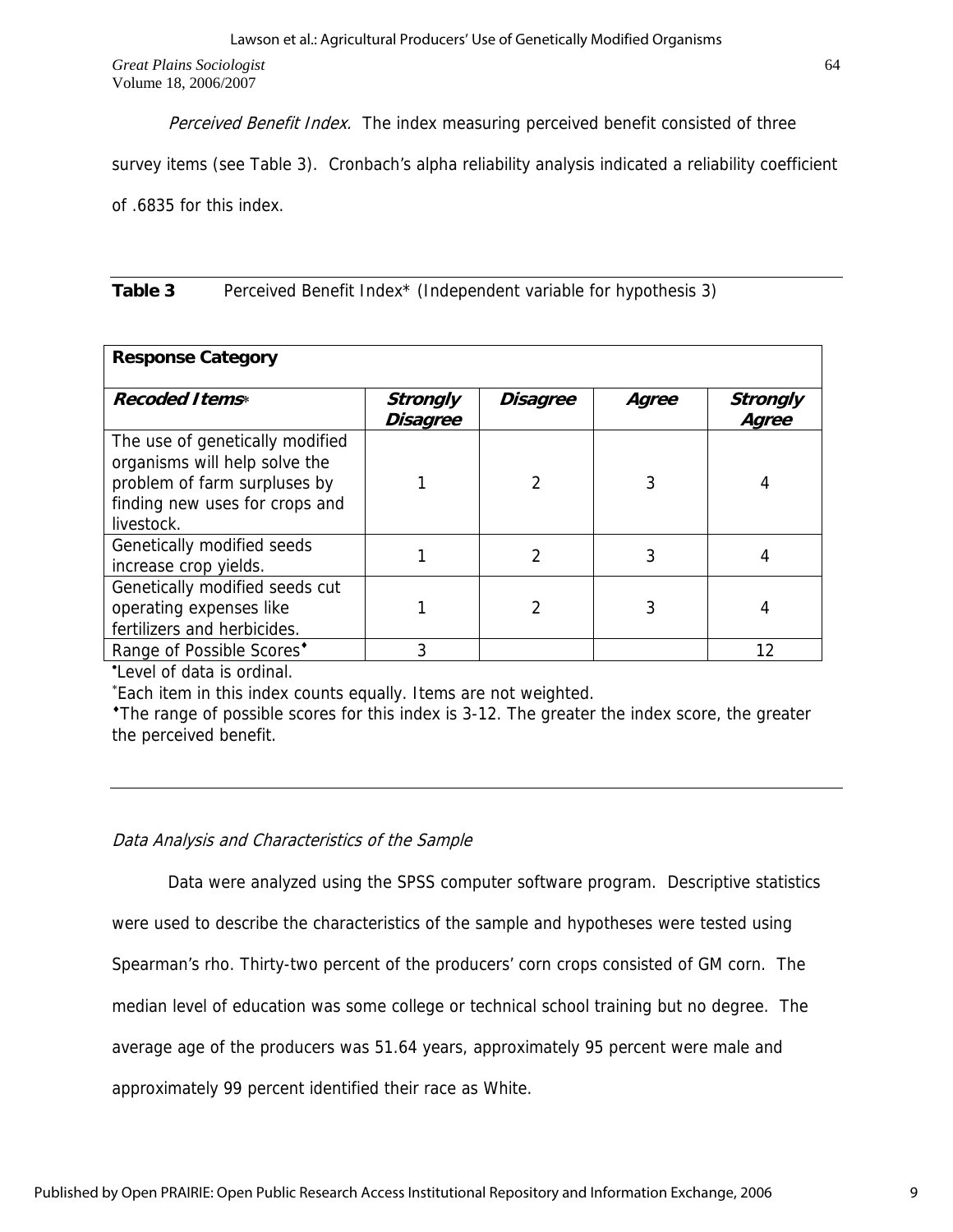*Perceived Benefit Index.* The index measuring perceived benefit consisted of three survey items (see Table 3). Cronbach's alpha reliability analysis indicated a reliability coefficient of .6835 for this index.

**Table 3** Perceived Benefit Index* (Independent variable for hypothesis 3)

| **Response Category** | | | | |
|---|---|---|---|---|
| ***Recoded Items**** | ***Strongly Disagree*** | ***Disagree*** | ***Agree*** | ***Strongly Agree*** |
| The use of genetically modified organisms will help solve the problem of farm surpluses by finding new uses for crops and livestock. | 1 | 2 | 3 | 4 |
| Genetically modified seeds increase crop yields. | 1 | 2 | 3 | 4 |
| Genetically modified seeds cut operating expenses like fertilizers and herbicides. | 1 | 2 | 3 | 4 |
| Range of Possible Scores♦ | 3 | | | 12 |

•Level of data is ordinal.

*Each item in this index counts equally. Items are not weighted.

♦The range of possible scores for this index is 3-12. The greater the index score, the greater the perceived benefit.

*Data Analysis and Characteristics of the Sample*

Data were analyzed using the SPSS computer software program. Descriptive statistics were used to describe the characteristics of the sample and hypotheses were tested using Spearman's rho. Thirty-two percent of the producers' corn crops consisted of GM corn. The median level of education was some college or technical school training but no degree. The average age of the producers was 51.64 years, approximately 95 percent were male and approximately 99 percent identified their race as White.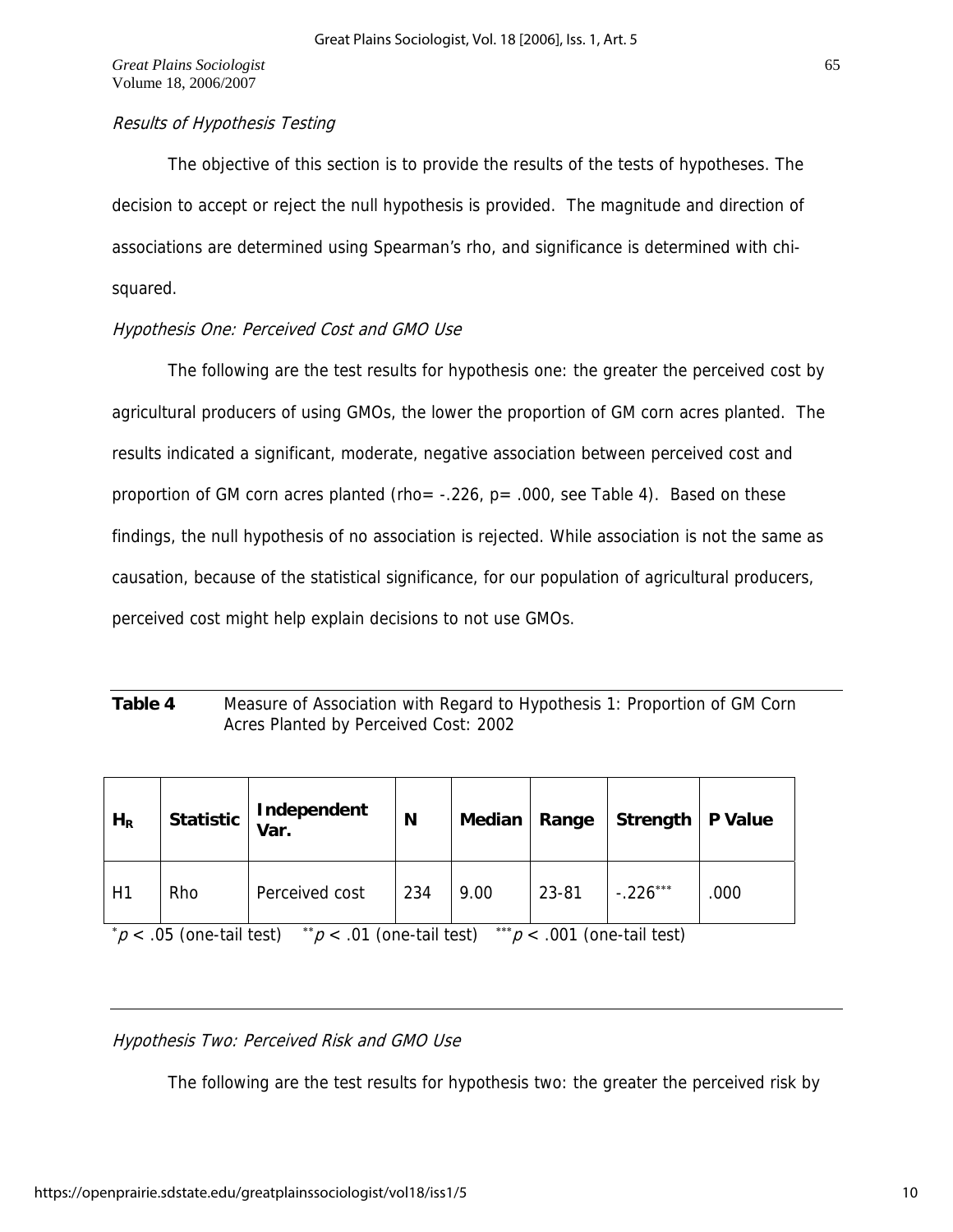*Results of Hypothesis Testing*

The objective of this section is to provide the results of the tests of hypotheses. The decision to accept or reject the null hypothesis is provided. The magnitude and direction of associations are determined using Spearman's rho, and significance is determined with chi-squared.

*Hypothesis One: Perceived Cost and GMO Use*

The following are the test results for hypothesis one: the greater the perceived cost by agricultural producers of using GMOs, the lower the proportion of GM corn acres planted. The results indicated a significant, moderate, negative association between perceived cost and proportion of GM corn acres planted (rho= -.226, p= .000, see Table 4). Based on these findings, the null hypothesis of no association is rejected. While association is not the same as causation, because of the statistical significance, for our population of agricultural producers, perceived cost might help explain decisions to not use GMOs.

**Table 4** Measure of Association with Regard to Hypothesis 1: Proportion of GM Corn Acres Planted by Perceived Cost: 2002

| $H_R$ | Statistic | Independent Var. | N | Median | Range | Strength | P Value |
|---|---|---|---|---|---|---|---|
| H1 | Rho | Perceived cost | 234 | 9.00 | 23-81 | $-.226^{***}$ | .000 |

$^{*}p < .05$ (one-tail test) $^{**}p < .01$ (one-tail test) $^{***}p < .001$ (one-tail test)

*Hypothesis Two: Perceived Risk and GMO Use*

The following are the test results for hypothesis two: the greater the perceived risk by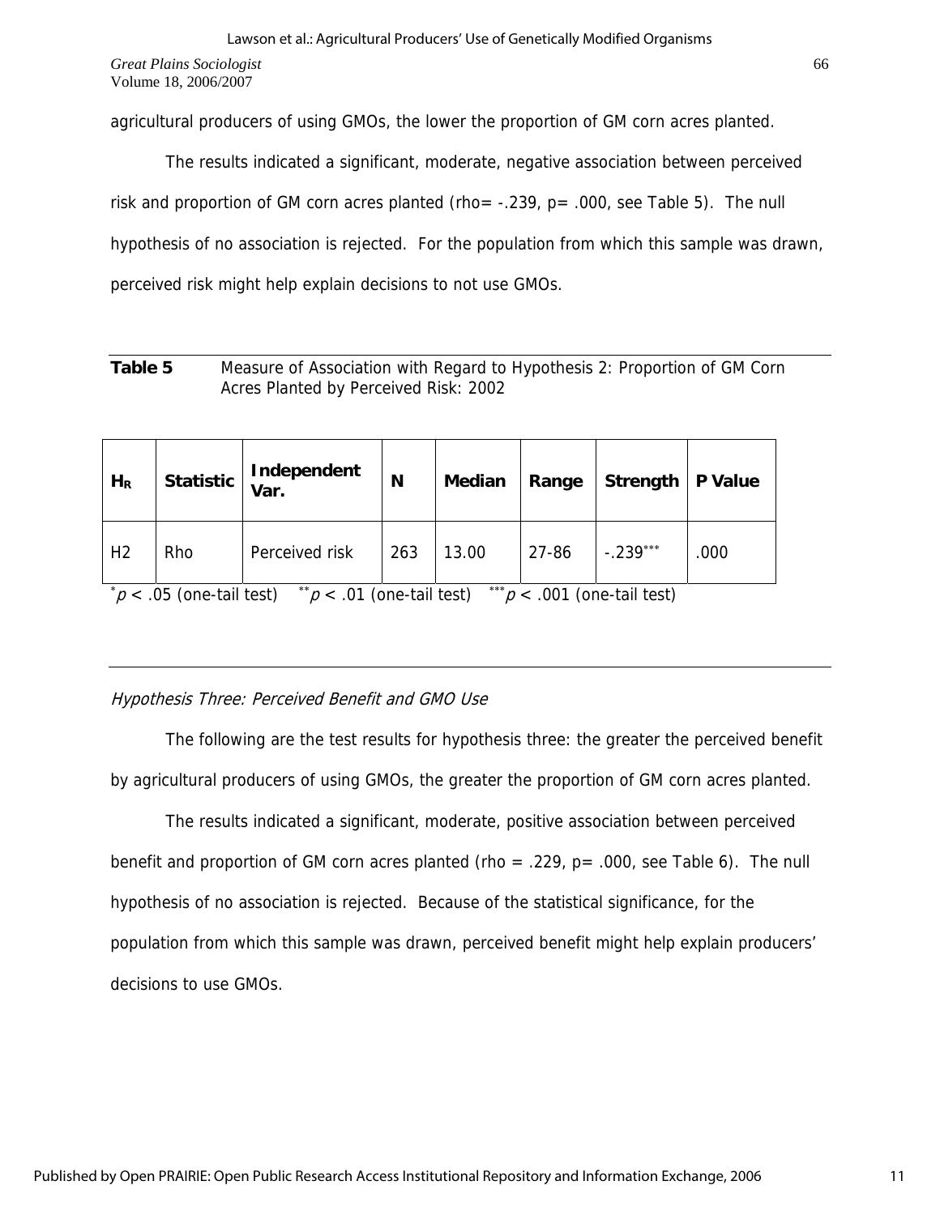agricultural producers of using GMOs, the lower the proportion of GM corn acres planted.

The results indicated a significant, moderate, negative association between perceived risk and proportion of GM corn acres planted (rho= -.239, p= .000, see Table 5). The null hypothesis of no association is rejected. For the population from which this sample was drawn, perceived risk might help explain decisions to not use GMOs.

**Table 5** Measure of Association with Regard to Hypothesis 2: Proportion of GM Corn Acres Planted by Perceived Risk: 2002

| $H_R$ | Statistic | Independent Var. | N | Median | Range | Strength | P Value |
|---|---|---|---|---|---|---|---|
| H2 | Rho | Perceived risk | 263 | 13.00 | 27-86 | $-.239^{***}$ | .000 |

$^{*}p < .05$ (one-tail test) $^{**}p < .01$ (one-tail test) $^{***}p < .001$ (one-tail test)

*Hypothesis Three: Perceived Benefit and GMO Use*

The following are the test results for hypothesis three: the greater the perceived benefit by agricultural producers of using GMOs, the greater the proportion of GM corn acres planted.

The results indicated a significant, moderate, positive association between perceived benefit and proportion of GM corn acres planted (rho = .229, p= .000, see Table 6). The null hypothesis of no association is rejected. Because of the statistical significance, for the population from which this sample was drawn, perceived benefit might help explain producers' decisions to use GMOs.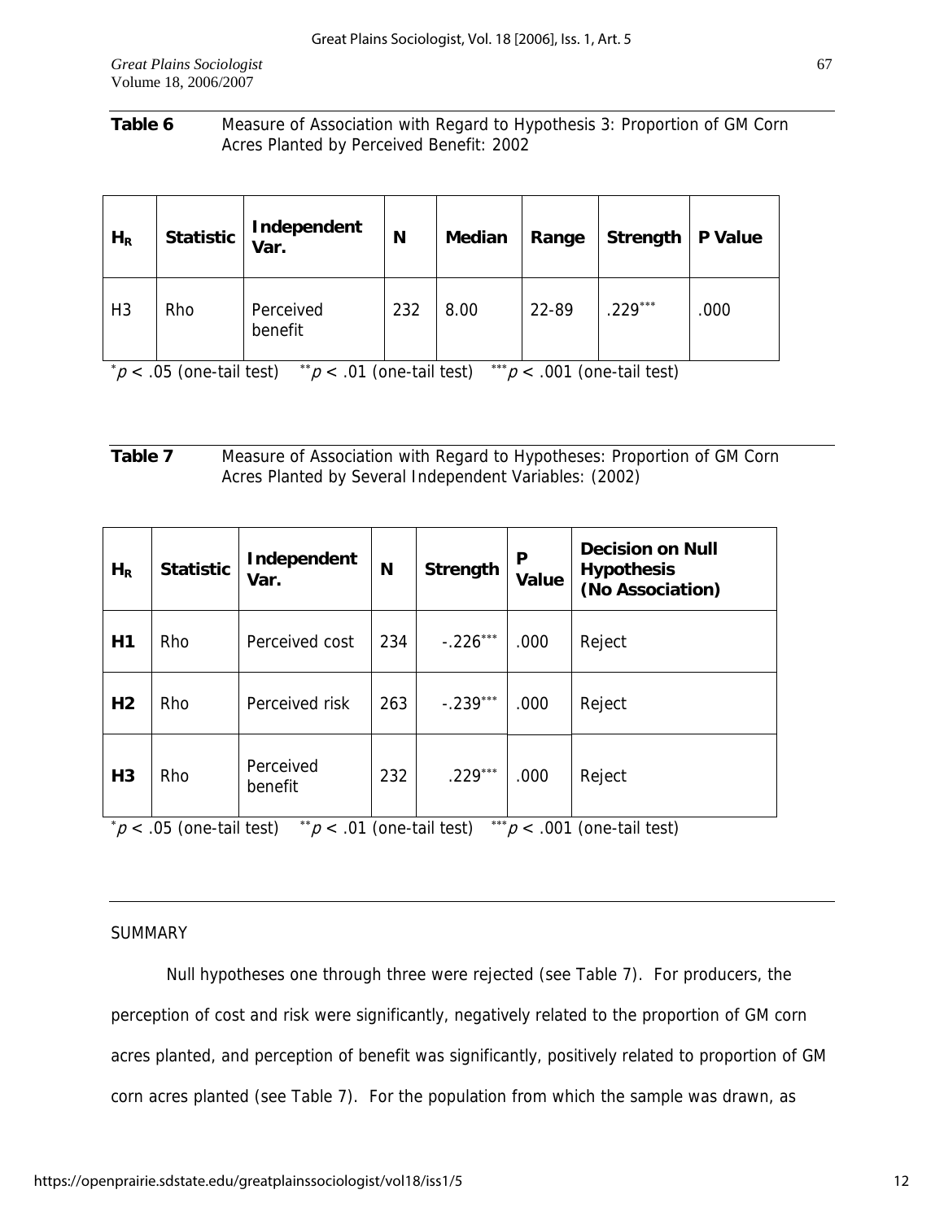**Table 6** Measure of Association with Regard to Hypothesis 3: Proportion of GM Corn Acres Planted by Perceived Benefit: 2002

| $H_R$ | Statistic | Independent Var. | N | Median | Range | Strength | P Value |
|---|---|---|---|---|---|---|---|
| H3 | Rho | Perceived benefit | 232 | 8.00 | 22-89 | .229*** | .000 |

*$p$ < .05 (one-tail test) **$p$ < .01 (one-tail test) ***$p$ < .001 (one-tail test)

**Table 7** Measure of Association with Regard to Hypotheses: Proportion of GM Corn Acres Planted by Several Independent Variables: (2002)

| $H_R$ | Statistic | Independent Var. | N | Strength | P Value | Decision on Null Hypothesis (No Association) |
|---|---|---|---|---|---|---|
| **H1** | Rho | Perceived cost | 234 | -.226*** | .000 | Reject |
| **H2** | Rho | Perceived risk | 263 | -.239*** | .000 | Reject |
| **H3** | Rho | Perceived benefit | 232 | .229*** | .000 | Reject |

*$p$ < .05 (one-tail test) **$p$ < .01 (one-tail test) ***$p$ < .001 (one-tail test)

SUMMARY

Null hypotheses one through three were rejected (see Table 7). For producers, the perception of cost and risk were significantly, negatively related to the proportion of GM corn acres planted, and perception of benefit was significantly, positively related to proportion of GM corn acres planted (see Table 7). For the population from which the sample was drawn, as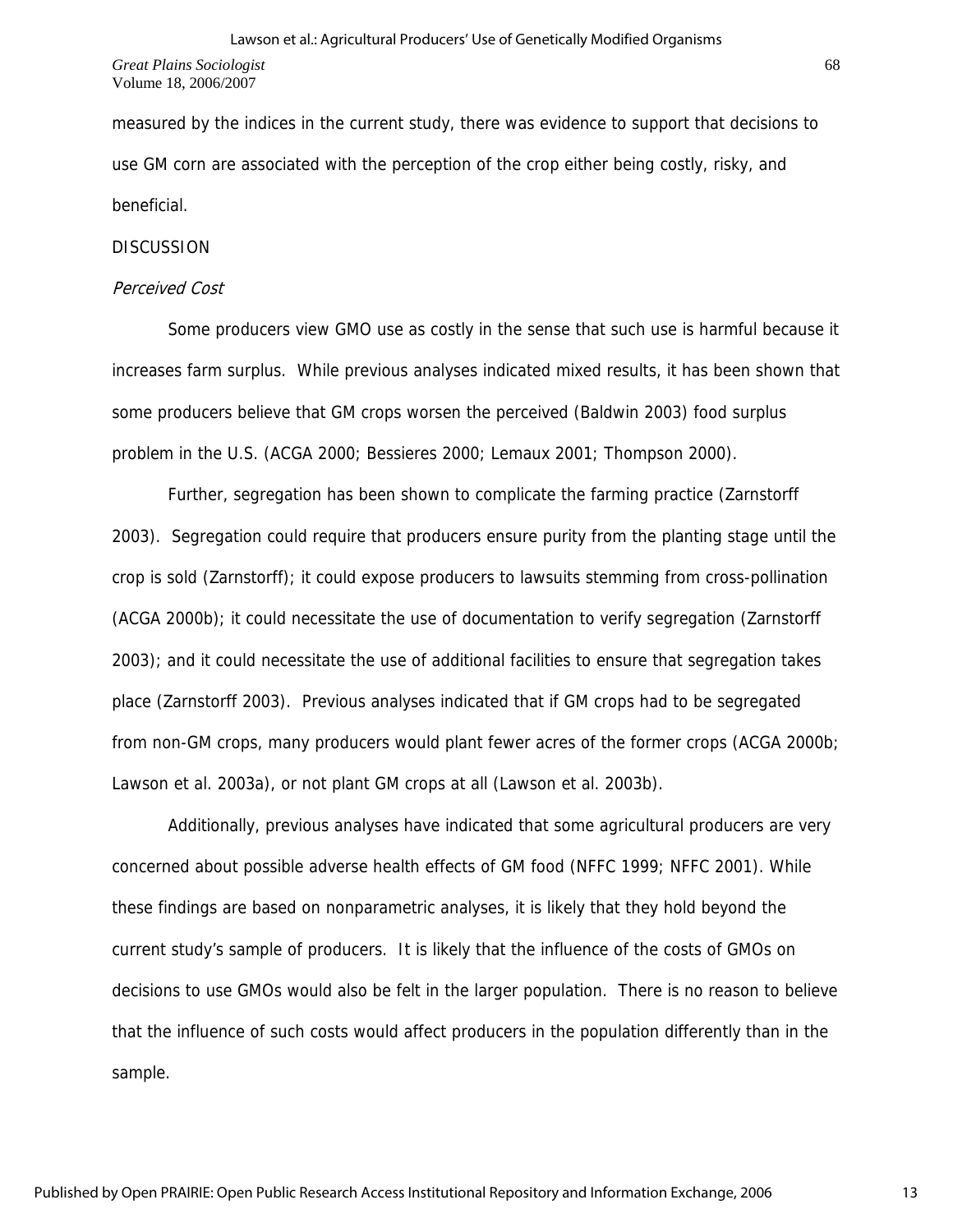measured by the indices in the current study, there was evidence to support that decisions to use GM corn are associated with the perception of the crop either being costly, risky, and beneficial.

## DISCUSSION

### *Perceived Cost*

Some producers view GMO use as costly in the sense that such use is harmful because it increases farm surplus. While previous analyses indicated mixed results, it has been shown that some producers believe that GM crops worsen the perceived (Baldwin 2003) food surplus problem in the U.S. (ACGA 2000; Bessieres 2000; Lemaux 2001; Thompson 2000).

Further, segregation has been shown to complicate the farming practice (Zarnstorff 2003). Segregation could require that producers ensure purity from the planting stage until the crop is sold (Zarnstorff); it could expose producers to lawsuits stemming from cross-pollination (ACGA 2000b); it could necessitate the use of documentation to verify segregation (Zarnstorff 2003); and it could necessitate the use of additional facilities to ensure that segregation takes place (Zarnstorff 2003). Previous analyses indicated that if GM crops had to be segregated from non-GM crops, many producers would plant fewer acres of the former crops (ACGA 2000b; Lawson et al. 2003a), or not plant GM crops at all (Lawson et al. 2003b).

Additionally, previous analyses have indicated that some agricultural producers are very concerned about possible adverse health effects of GM food (NFFC 1999; NFFC 2001). While these findings are based on nonparametric analyses, it is likely that they hold beyond the current study's sample of producers. It is likely that the influence of the costs of GMOs on decisions to use GMOs would also be felt in the larger population. There is no reason to believe that the influence of such costs would affect producers in the population differently than in the sample.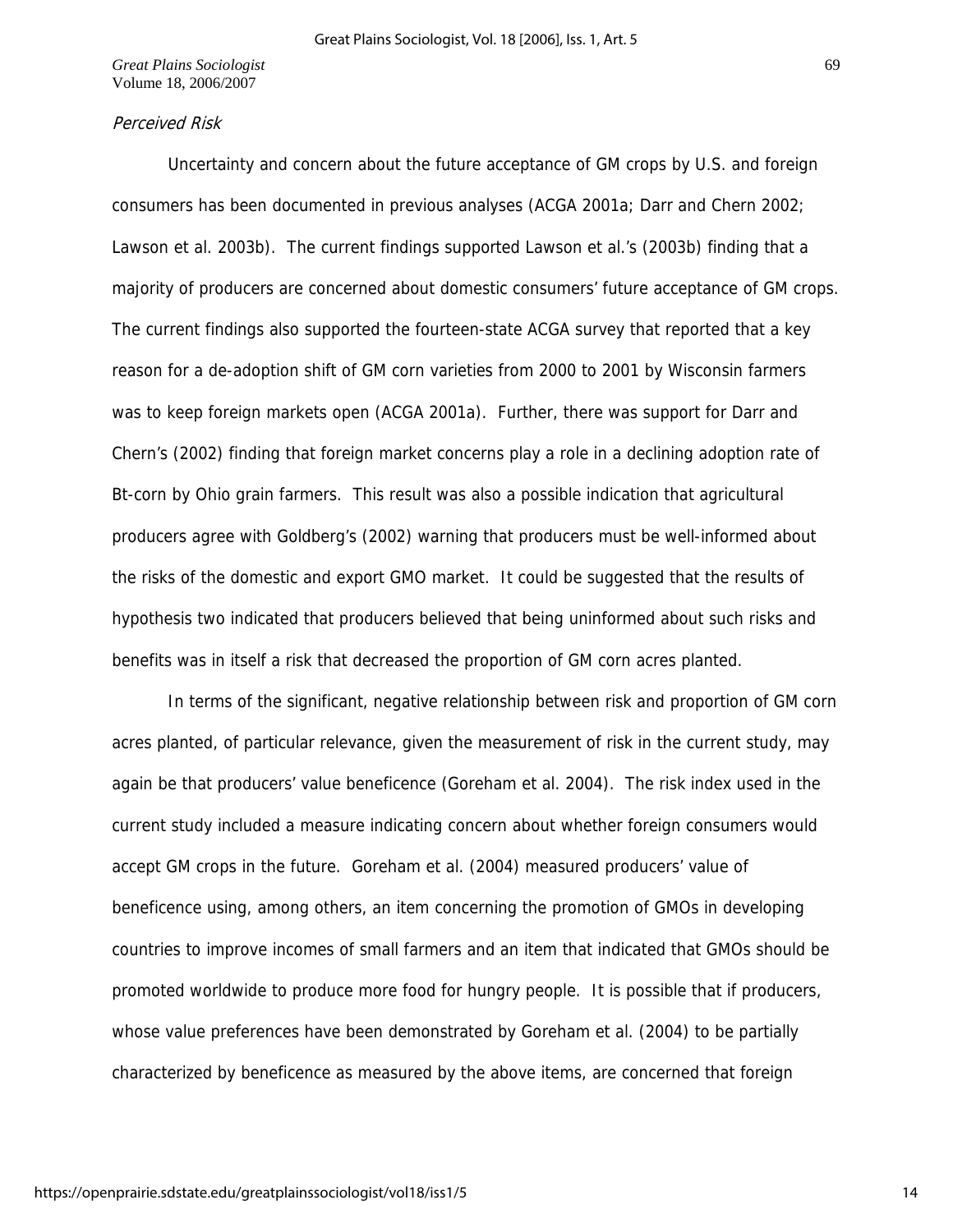*Perceived Risk*

Uncertainty and concern about the future acceptance of GM crops by U.S. and foreign consumers has been documented in previous analyses (ACGA 2001a; Darr and Chern 2002; Lawson et al. 2003b). The current findings supported Lawson et al.'s (2003b) finding that a majority of producers are concerned about domestic consumers' future acceptance of GM crops. The current findings also supported the fourteen-state ACGA survey that reported that a key reason for a de-adoption shift of GM corn varieties from 2000 to 2001 by Wisconsin farmers was to keep foreign markets open (ACGA 2001a). Further, there was support for Darr and Chern's (2002) finding that foreign market concerns play a role in a declining adoption rate of Bt-corn by Ohio grain farmers. This result was also a possible indication that agricultural producers agree with Goldberg's (2002) warning that producers must be well-informed about the risks of the domestic and export GMO market. It could be suggested that the results of hypothesis two indicated that producers believed that being uninformed about such risks and benefits was in itself a risk that decreased the proportion of GM corn acres planted.

In terms of the significant, negative relationship between risk and proportion of GM corn acres planted, of particular relevance, given the measurement of risk in the current study, may again be that producers' value beneficence (Goreham et al. 2004). The risk index used in the current study included a measure indicating concern about whether foreign consumers would accept GM crops in the future. Goreham et al. (2004) measured producers' value of beneficence using, among others, an item concerning the promotion of GMOs in developing countries to improve incomes of small farmers and an item that indicated that GMOs should be promoted worldwide to produce more food for hungry people. It is possible that if producers, whose value preferences have been demonstrated by Goreham et al. (2004) to be partially characterized by beneficence as measured by the above items, are concerned that foreign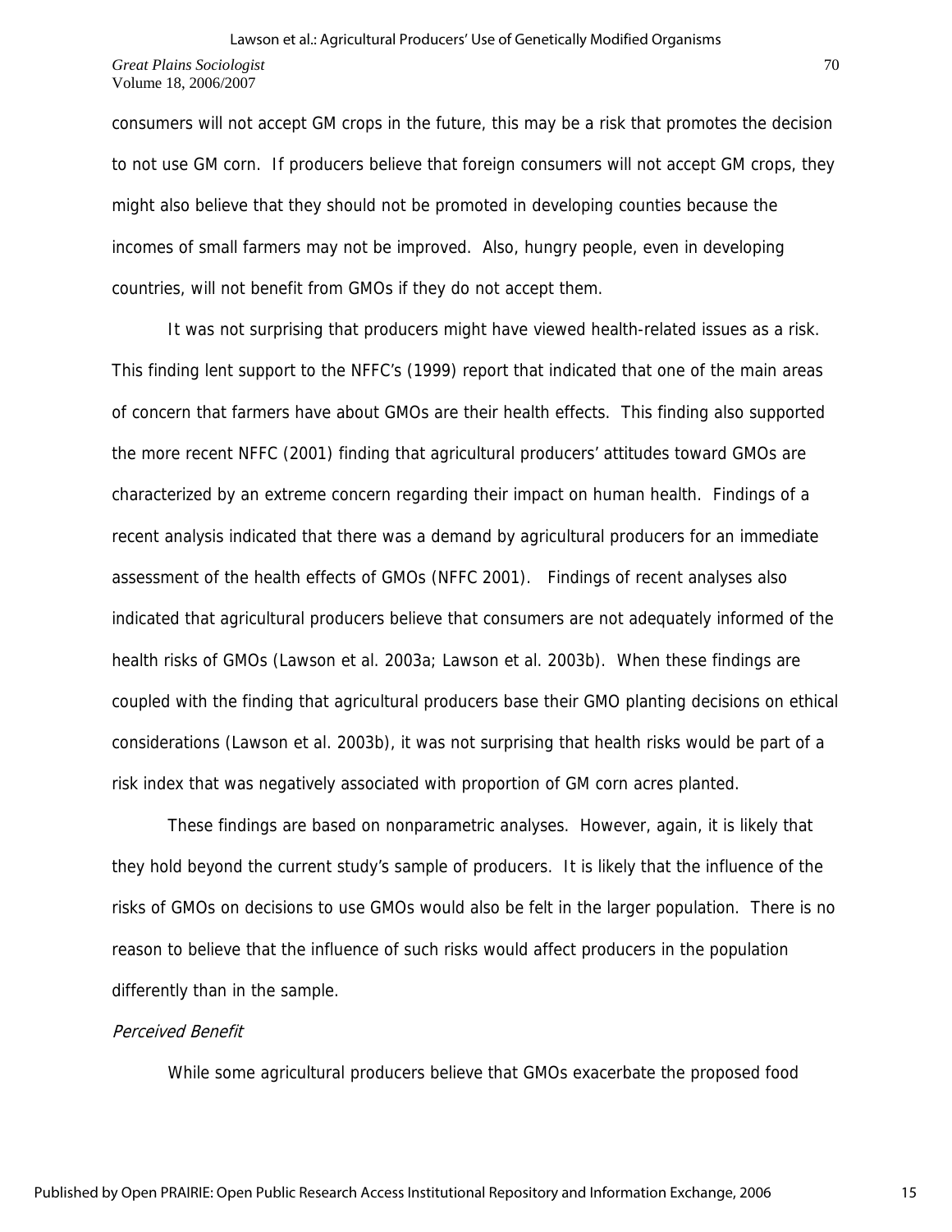consumers will not accept GM crops in the future, this may be a risk that promotes the decision to not use GM corn. If producers believe that foreign consumers will not accept GM crops, they might also believe that they should not be promoted in developing counties because the incomes of small farmers may not be improved. Also, hungry people, even in developing countries, will not benefit from GMOs if they do not accept them.

It was not surprising that producers might have viewed health-related issues as a risk. This finding lent support to the NFFC's (1999) report that indicated that one of the main areas of concern that farmers have about GMOs are their health effects. This finding also supported the more recent NFFC (2001) finding that agricultural producers' attitudes toward GMOs are characterized by an extreme concern regarding their impact on human health. Findings of a recent analysis indicated that there was a demand by agricultural producers for an immediate assessment of the health effects of GMOs (NFFC 2001). Findings of recent analyses also indicated that agricultural producers believe that consumers are not adequately informed of the health risks of GMOs (Lawson et al. 2003a; Lawson et al. 2003b). When these findings are coupled with the finding that agricultural producers base their GMO planting decisions on ethical considerations (Lawson et al. 2003b), it was not surprising that health risks would be part of a risk index that was negatively associated with proportion of GM corn acres planted.

These findings are based on nonparametric analyses. However, again, it is likely that they hold beyond the current study's sample of producers. It is likely that the influence of the risks of GMOs on decisions to use GMOs would also be felt in the larger population. There is no reason to believe that the influence of such risks would affect producers in the population differently than in the sample.

*Perceived Benefit*

While some agricultural producers believe that GMOs exacerbate the proposed food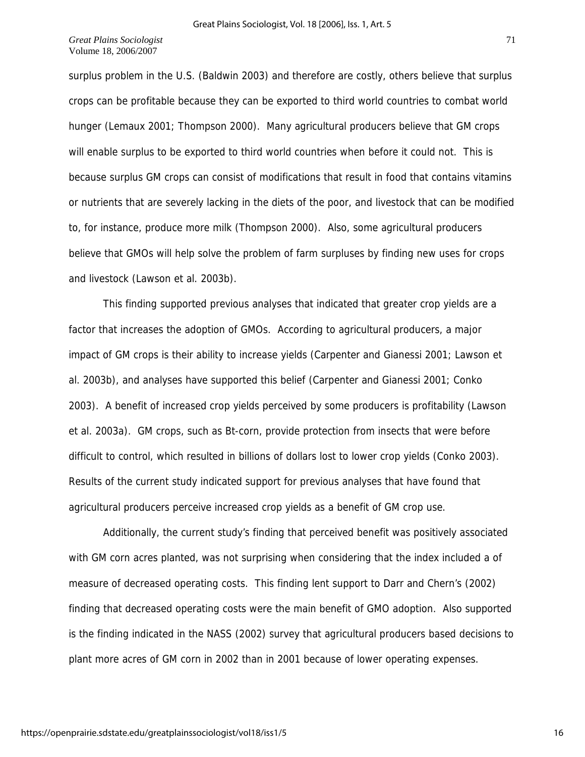surplus problem in the U.S. (Baldwin 2003) and therefore are costly, others believe that surplus crops can be profitable because they can be exported to third world countries to combat world hunger (Lemaux 2001; Thompson 2000). Many agricultural producers believe that GM crops will enable surplus to be exported to third world countries when before it could not. This is because surplus GM crops can consist of modifications that result in food that contains vitamins or nutrients that are severely lacking in the diets of the poor, and livestock that can be modified to, for instance, produce more milk (Thompson 2000). Also, some agricultural producers believe that GMOs will help solve the problem of farm surpluses by finding new uses for crops and livestock (Lawson et al. 2003b).

This finding supported previous analyses that indicated that greater crop yields are a factor that increases the adoption of GMOs. According to agricultural producers, a major impact of GM crops is their ability to increase yields (Carpenter and Gianessi 2001; Lawson et al. 2003b), and analyses have supported this belief (Carpenter and Gianessi 2001; Conko 2003). A benefit of increased crop yields perceived by some producers is profitability (Lawson et al. 2003a). GM crops, such as Bt-corn, provide protection from insects that were before difficult to control, which resulted in billions of dollars lost to lower crop yields (Conko 2003). Results of the current study indicated support for previous analyses that have found that agricultural producers perceive increased crop yields as a benefit of GM crop use.

Additionally, the current study's finding that perceived benefit was positively associated with GM corn acres planted, was not surprising when considering that the index included a of measure of decreased operating costs. This finding lent support to Darr and Chern's (2002) finding that decreased operating costs were the main benefit of GMO adoption. Also supported is the finding indicated in the NASS (2002) survey that agricultural producers based decisions to plant more acres of GM corn in 2002 than in 2001 because of lower operating expenses.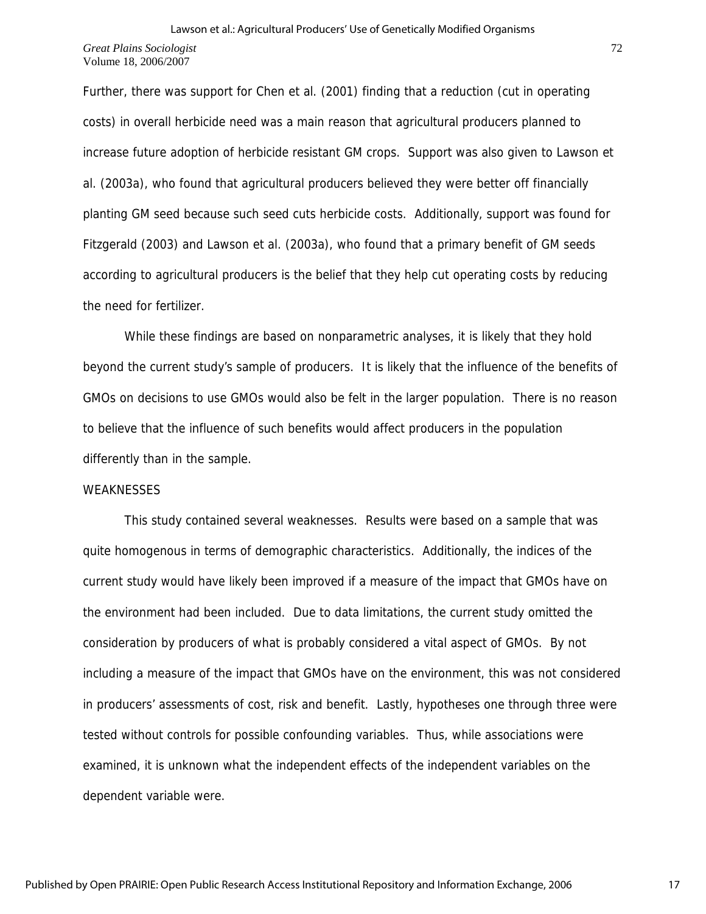Further, there was support for Chen et al. (2001) finding that a reduction (cut in operating costs) in overall herbicide need was a main reason that agricultural producers planned to increase future adoption of herbicide resistant GM crops. Support was also given to Lawson et al. (2003a), who found that agricultural producers believed they were better off financially planting GM seed because such seed cuts herbicide costs. Additionally, support was found for Fitzgerald (2003) and Lawson et al. (2003a), who found that a primary benefit of GM seeds according to agricultural producers is the belief that they help cut operating costs by reducing the need for fertilizer.

While these findings are based on nonparametric analyses, it is likely that they hold beyond the current study's sample of producers. It is likely that the influence of the benefits of GMOs on decisions to use GMOs would also be felt in the larger population. There is no reason to believe that the influence of such benefits would affect producers in the population differently than in the sample.

## WEAKNESSES

This study contained several weaknesses. Results were based on a sample that was quite homogenous in terms of demographic characteristics. Additionally, the indices of the current study would have likely been improved if a measure of the impact that GMOs have on the environment had been included. Due to data limitations, the current study omitted the consideration by producers of what is probably considered a vital aspect of GMOs. By not including a measure of the impact that GMOs have on the environment, this was not considered in producers' assessments of cost, risk and benefit. Lastly, hypotheses one through three were tested without controls for possible confounding variables. Thus, while associations were examined, it is unknown what the independent effects of the independent variables on the dependent variable were.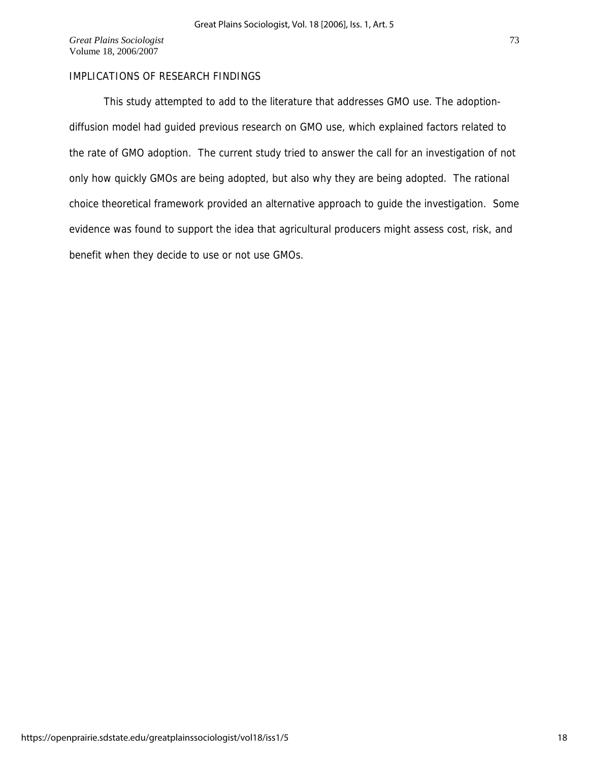## IMPLICATIONS OF RESEARCH FINDINGS

This study attempted to add to the literature that addresses GMO use. The adoption-diffusion model had guided previous research on GMO use, which explained factors related to the rate of GMO adoption. The current study tried to answer the call for an investigation of not only how quickly GMOs are being adopted, but also why they are being adopted. The rational choice theoretical framework provided an alternative approach to guide the investigation. Some evidence was found to support the idea that agricultural producers might assess cost, risk, and benefit when they decide to use or not use GMOs.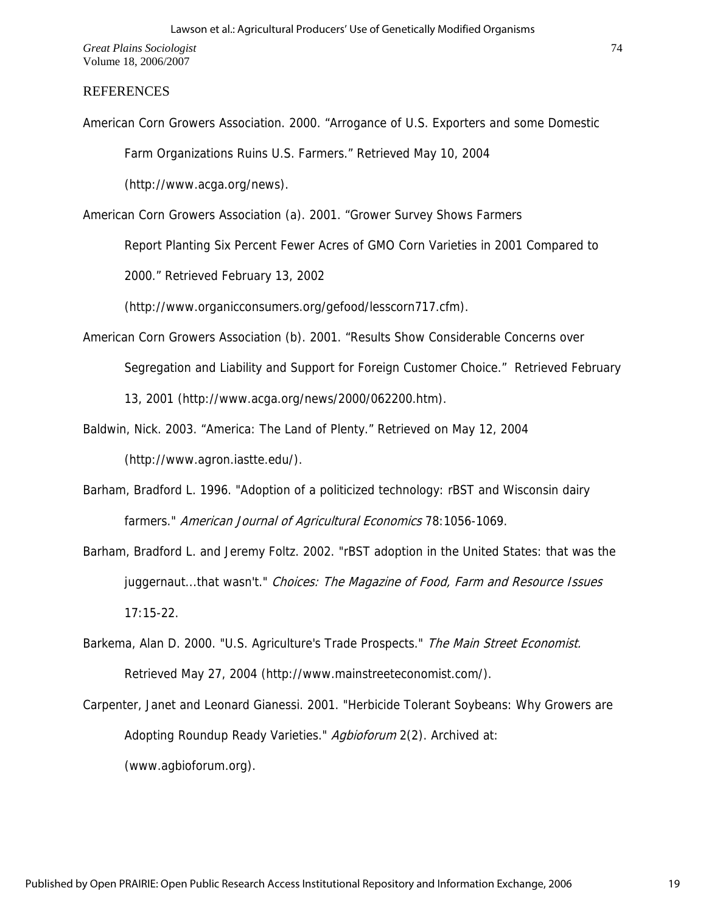## REFERENCES

American Corn Growers Association. 2000. "Arrogance of U.S. Exporters and some Domestic Farm Organizations Ruins U.S. Farmers." Retrieved May 10, 2004 (http://www.acga.org/news).

American Corn Growers Association (a). 2001. "Grower Survey Shows Farmers Report Planting Six Percent Fewer Acres of GMO Corn Varieties in 2001 Compared to 2000." Retrieved February 13, 2002 (http://www.organicconsumers.org/gefood/lesscorn717.cfm).

American Corn Growers Association (b). 2001. "Results Show Considerable Concerns over Segregation and Liability and Support for Foreign Customer Choice." Retrieved February 13, 2001 (http://www.acga.org/news/2000/062200.htm).

Baldwin, Nick. 2003. "America: The Land of Plenty." Retrieved on May 12, 2004 (http://www.agron.iastte.edu/).

Barham, Bradford L. 1996. "Adoption of a politicized technology: rBST and Wisconsin dairy farmers." *American Journal of Agricultural Economics* 78:1056-1069.

Barham, Bradford L. and Jeremy Foltz. 2002. "rBST adoption in the United States: that was the juggernaut...that wasn't." *Choices: The Magazine of Food, Farm and Resource Issues* 17:15-22.

Barkema, Alan D. 2000. "U.S. Agriculture's Trade Prospects." *The Main Street Economist.* Retrieved May 27, 2004 (http://www.mainstreeteconomist.com/).

Carpenter, Janet and Leonard Gianessi. 2001. "Herbicide Tolerant Soybeans: Why Growers are Adopting Roundup Ready Varieties." *Agbioforum* 2(2). Archived at: (www.agbioforum.org).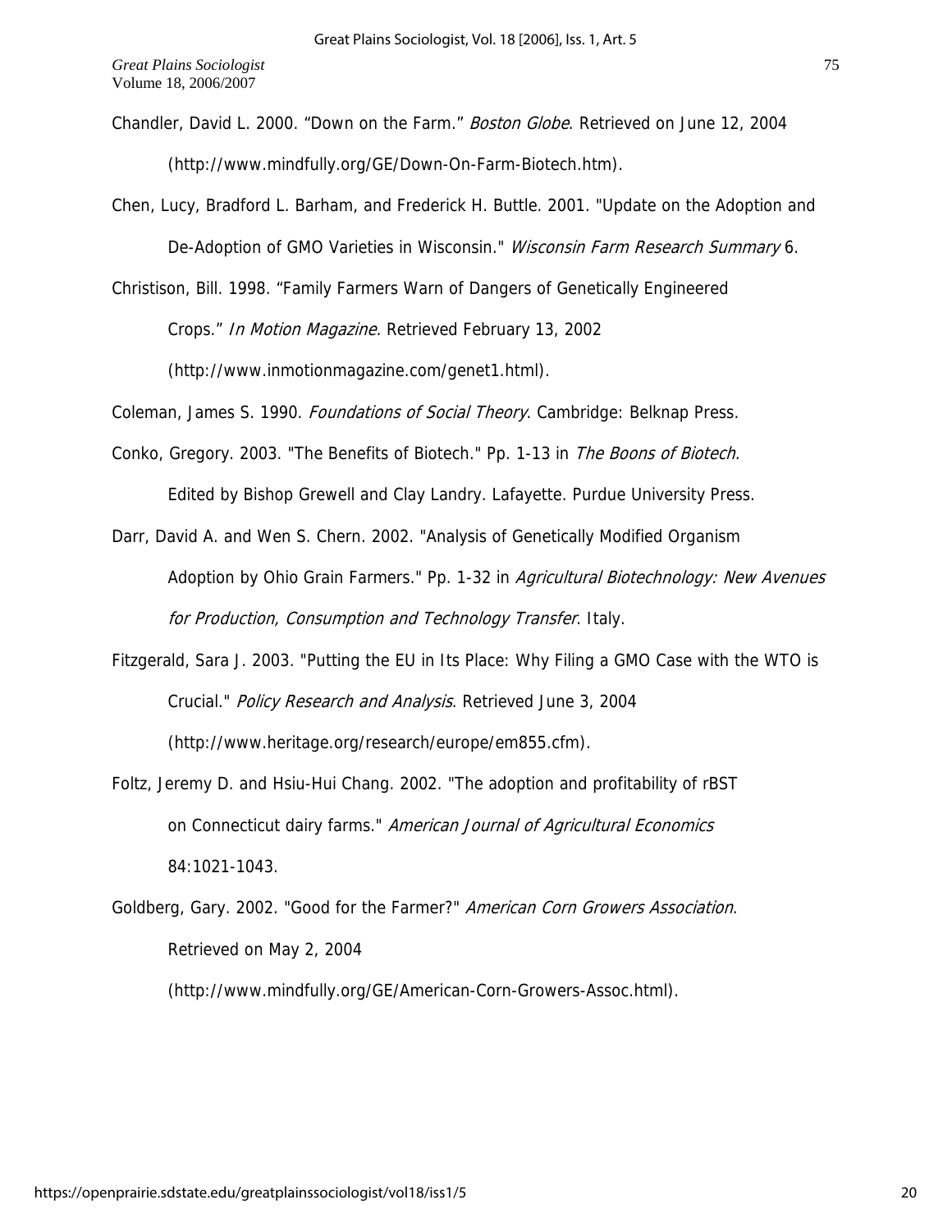Chandler, David L. 2000. “Down on the Farm.” *Boston Globe*. Retrieved on June 12, 2004 (http://www.mindfully.org/GE/Down-On-Farm-Biotech.htm).

Chen, Lucy, Bradford L. Barham, and Frederick H. Buttle. 2001. "Update on the Adoption and De-Adoption of GMO Varieties in Wisconsin." *Wisconsin Farm Research Summary* 6.

Christison, Bill. 1998. “Family Farmers Warn of Dangers of Genetically Engineered Crops.” *In Motion Magazine.* Retrieved February 13, 2002 (http://www.inmotionmagazine.com/genet1.html).

Coleman, James S. 1990. *Foundations of Social Theory*. Cambridge: Belknap Press.

Conko, Gregory. 2003. "The Benefits of Biotech." Pp. 1-13 in *The Boons of Biotech.* Edited by Bishop Grewell and Clay Landry. Lafayette. Purdue University Press.

Darr, David A. and Wen S. Chern. 2002. "Analysis of Genetically Modified Organism Adoption by Ohio Grain Farmers." Pp. 1-32 in *Agricultural Biotechnology: New Avenues for Production, Consumption and Technology Transfer*. Italy.

Fitzgerald, Sara J. 2003. "Putting the EU in Its Place: Why Filing a GMO Case with the WTO is Crucial." *Policy Research and Analysis*. Retrieved June 3, 2004 (http://www.heritage.org/research/europe/em855.cfm).

Foltz, Jeremy D. and Hsiu-Hui Chang. 2002. "The adoption and profitability of rBST on Connecticut dairy farms." *American Journal of Agricultural Economics* 84:1021-1043.

Goldberg, Gary. 2002. "Good for the Farmer?" *American Corn Growers Association*. Retrieved on May 2, 2004 (http://www.mindfully.org/GE/American-Corn-Growers-Assoc.html).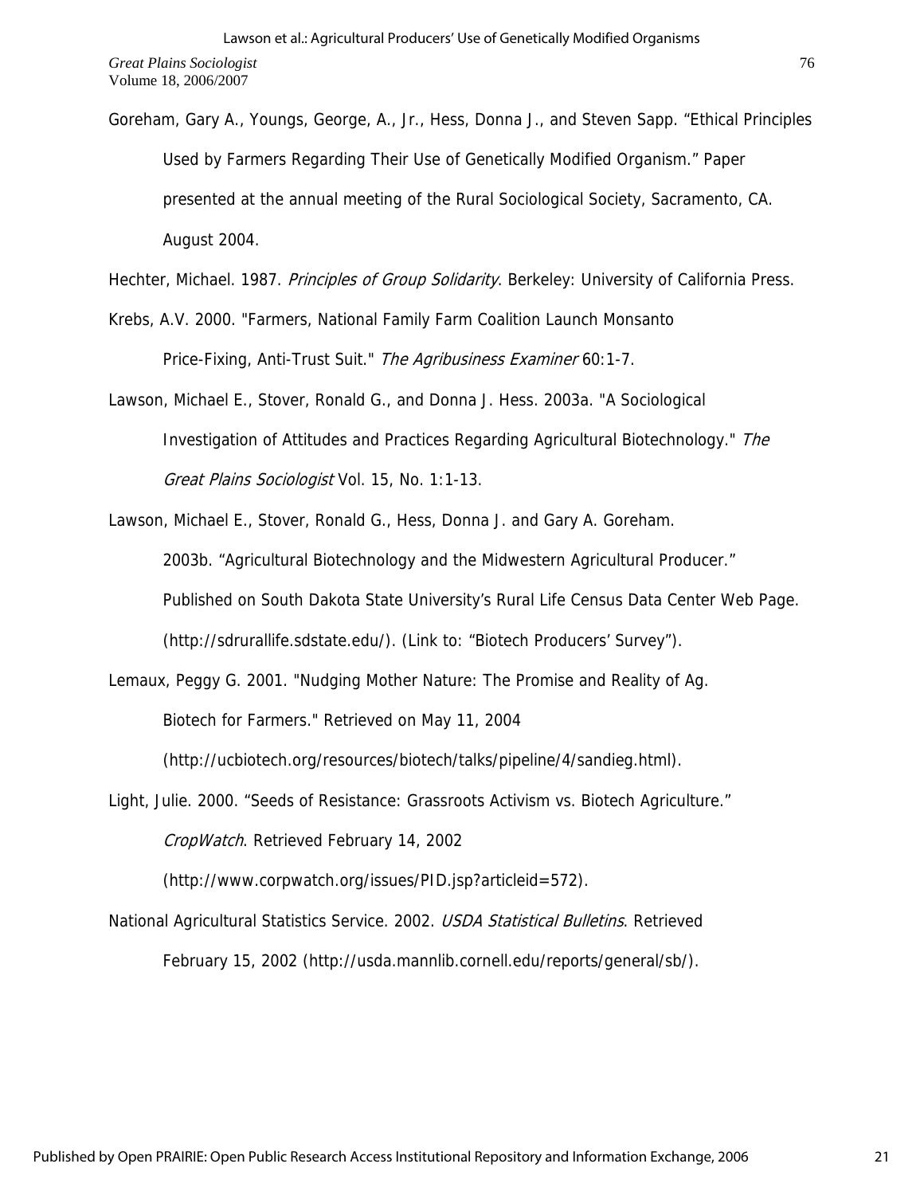Goreham, Gary A., Youngs, George, A., Jr., Hess, Donna J., and Steven Sapp. "Ethical Principles Used by Farmers Regarding Their Use of Genetically Modified Organism." Paper presented at the annual meeting of the Rural Sociological Society, Sacramento, CA. August 2004.

Hechter, Michael. 1987. *Principles of Group Solidarity*. Berkeley: University of California Press.

Krebs, A.V. 2000. "Farmers, National Family Farm Coalition Launch Monsanto Price-Fixing, Anti-Trust Suit." *The Agribusiness Examiner* 60:1-7.

Lawson, Michael E., Stover, Ronald G., and Donna J. Hess. 2003a. "A Sociological Investigation of Attitudes and Practices Regarding Agricultural Biotechnology." *The Great Plains Sociologist* Vol. 15, No. 1:1-13.

Lawson, Michael E., Stover, Ronald G., Hess, Donna J. and Gary A. Goreham. 2003b. "Agricultural Biotechnology and the Midwestern Agricultural Producer." Published on South Dakota State University's Rural Life Census Data Center Web Page. (http://sdrurallife.sdstate.edu/). (Link to: "Biotech Producers' Survey").

Lemaux, Peggy G. 2001. "Nudging Mother Nature: The Promise and Reality of Ag. Biotech for Farmers." Retrieved on May 11, 2004 (http://ucbiotech.org/resources/biotech/talks/pipeline/4/sandieg.html).

Light, Julie. 2000. "Seeds of Resistance: Grassroots Activism vs. Biotech Agriculture." *CropWatch*. Retrieved February 14, 2002 (http://www.corpwatch.org/issues/PID.jsp?articleid=572).

National Agricultural Statistics Service. 2002. *USDA Statistical Bulletins*. Retrieved February 15, 2002 (http://usda.mannlib.cornell.edu/reports/general/sb/).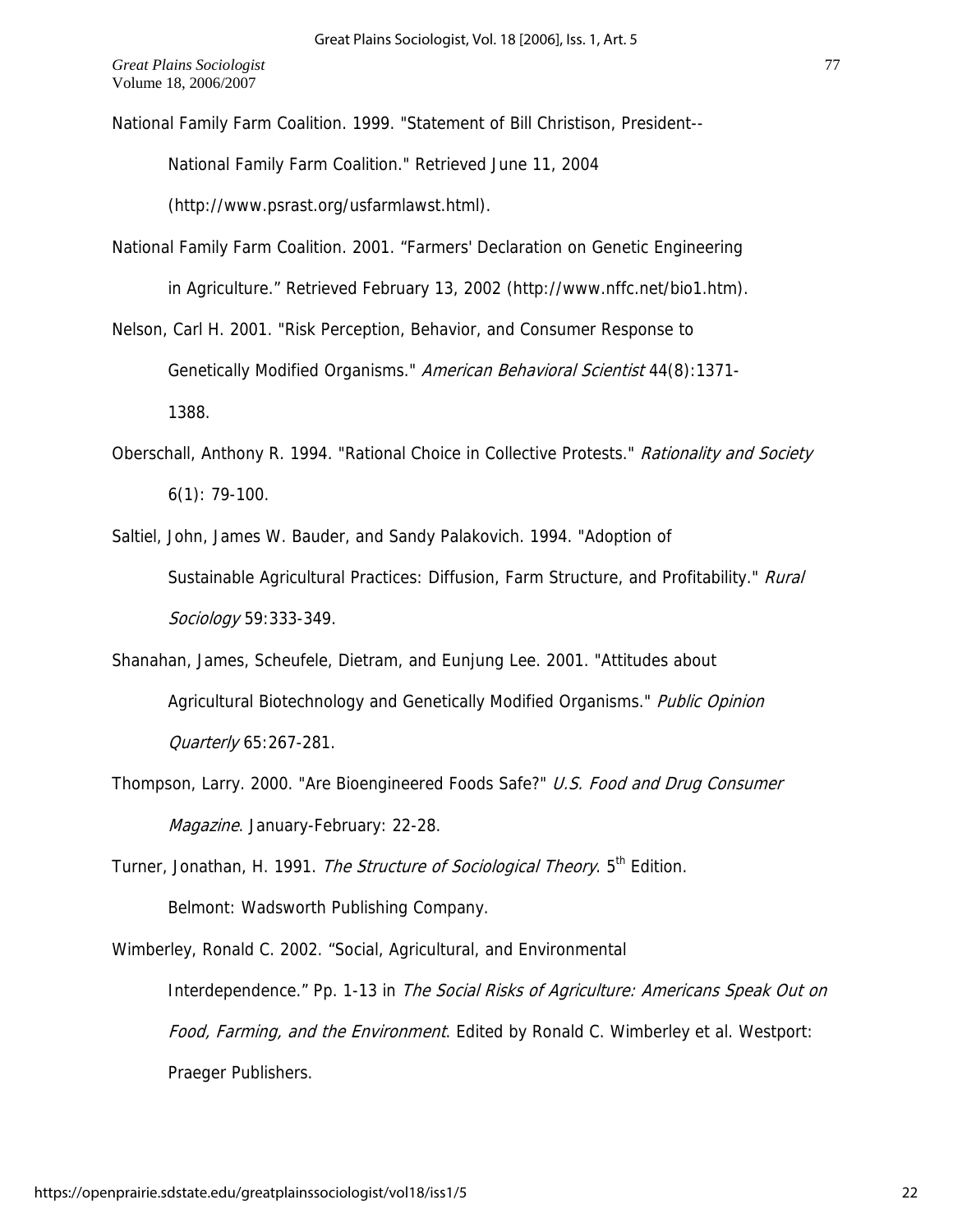National Family Farm Coalition. 1999. "Statement of Bill Christison, President--National Family Farm Coalition." Retrieved June 11, 2004 (http://www.psrast.org/usfarmlawst.html).

National Family Farm Coalition. 2001. "Farmers' Declaration on Genetic Engineering in Agriculture." Retrieved February 13, 2002 (http://www.nffc.net/bio1.htm).

Nelson, Carl H. 2001. "Risk Perception, Behavior, and Consumer Response to Genetically Modified Organisms." *American Behavioral Scientist* 44(8):1371-1388.

Oberschall, Anthony R. 1994. "Rational Choice in Collective Protests." *Rationality and Society* 6(1): 79-100.

Saltiel, John, James W. Bauder, and Sandy Palakovich. 1994. "Adoption of Sustainable Agricultural Practices: Diffusion, Farm Structure, and Profitability." *Rural Sociology* 59:333-349.

Shanahan, James, Scheufele, Dietram, and Eunjung Lee. 2001. "Attitudes about Agricultural Biotechnology and Genetically Modified Organisms." *Public Opinion Quarterly* 65:267-281.

Thompson, Larry. 2000. "Are Bioengineered Foods Safe?" *U.S. Food and Drug Consumer Magazine*. January-February: 22-28.

Turner, Jonathan, H. 1991. *The Structure of Sociological Theory*. 5th Edition. Belmont: Wadsworth Publishing Company.

Wimberley, Ronald C. 2002. "Social, Agricultural, and Environmental Interdependence." Pp. 1-13 in *The Social Risks of Agriculture: Americans Speak Out on Food, Farming, and the Environment*. Edited by Ronald C. Wimberley et al. Westport: Praeger Publishers.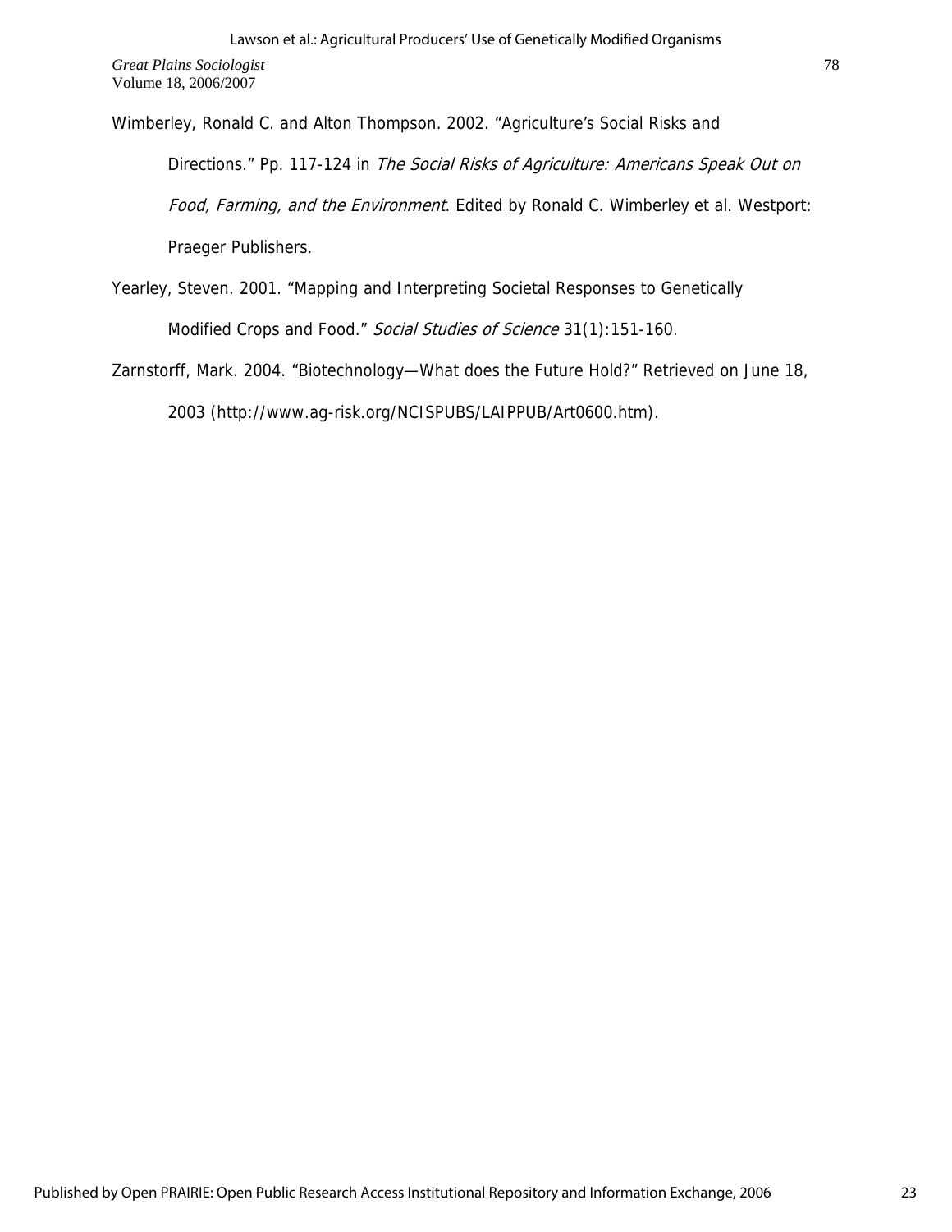Wimberley, Ronald C. and Alton Thompson. 2002. "Agriculture's Social Risks and Directions." Pp. 117-124 in *The Social Risks of Agriculture: Americans Speak Out on Food, Farming, and the Environment*. Edited by Ronald C. Wimberley et al. Westport: Praeger Publishers.

Yearley, Steven. 2001. "Mapping and Interpreting Societal Responses to Genetically Modified Crops and Food." *Social Studies of Science* 31(1):151-160.

Zarnstorff, Mark. 2004. "Biotechnology—What does the Future Hold?" Retrieved on June 18, 2003 (http://www.ag-risk.org/NCISPUBS/LAIPPUB/Art0600.htm).